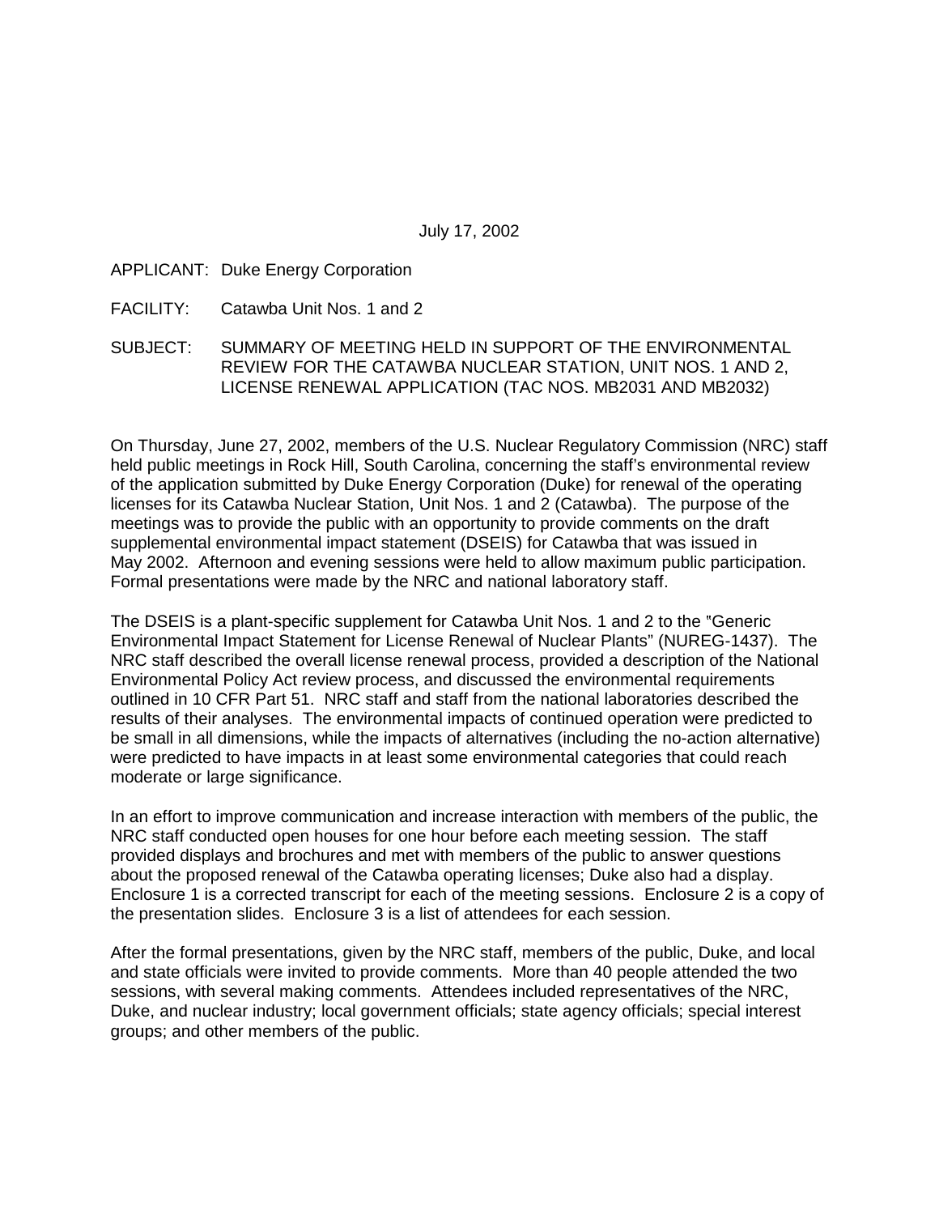July 17, 2002

APPLICANT: Duke Energy Corporation

FACILITY: Catawba Unit Nos. 1 and 2

SUBJECT: SUMMARY OF MEETING HELD IN SUPPORT OF THE ENVIRONMENTAL REVIEW FOR THE CATAWBA NUCLEAR STATION, UNIT NOS. 1 AND 2, LICENSE RENEWAL APPLICATION (TAC NOS. MB2031 AND MB2032)

On Thursday, June 27, 2002, members of the U.S. Nuclear Regulatory Commission (NRC) staff held public meetings in Rock Hill, South Carolina, concerning the staff's environmental review of the application submitted by Duke Energy Corporation (Duke) for renewal of the operating licenses for its Catawba Nuclear Station, Unit Nos. 1 and 2 (Catawba). The purpose of the meetings was to provide the public with an opportunity to provide comments on the draft supplemental environmental impact statement (DSEIS) for Catawba that was issued in May 2002. Afternoon and evening sessions were held to allow maximum public participation. Formal presentations were made by the NRC and national laboratory staff.

The DSEIS is a plant-specific supplement for Catawba Unit Nos. 1 and 2 to the "Generic Environmental Impact Statement for License Renewal of Nuclear Plants" (NUREG-1437). The NRC staff described the overall license renewal process, provided a description of the National Environmental Policy Act review process, and discussed the environmental requirements outlined in 10 CFR Part 51. NRC staff and staff from the national laboratories described the results of their analyses. The environmental impacts of continued operation were predicted to be small in all dimensions, while the impacts of alternatives (including the no-action alternative) were predicted to have impacts in at least some environmental categories that could reach moderate or large significance.

In an effort to improve communication and increase interaction with members of the public, the NRC staff conducted open houses for one hour before each meeting session. The staff provided displays and brochures and met with members of the public to answer questions about the proposed renewal of the Catawba operating licenses; Duke also had a display. Enclosure 1 is a corrected transcript for each of the meeting sessions. Enclosure 2 is a copy of the presentation slides. Enclosure 3 is a list of attendees for each session.

After the formal presentations, given by the NRC staff, members of the public, Duke, and local and state officials were invited to provide comments. More than 40 people attended the two sessions, with several making comments. Attendees included representatives of the NRC, Duke, and nuclear industry; local government officials; state agency officials; special interest groups; and other members of the public.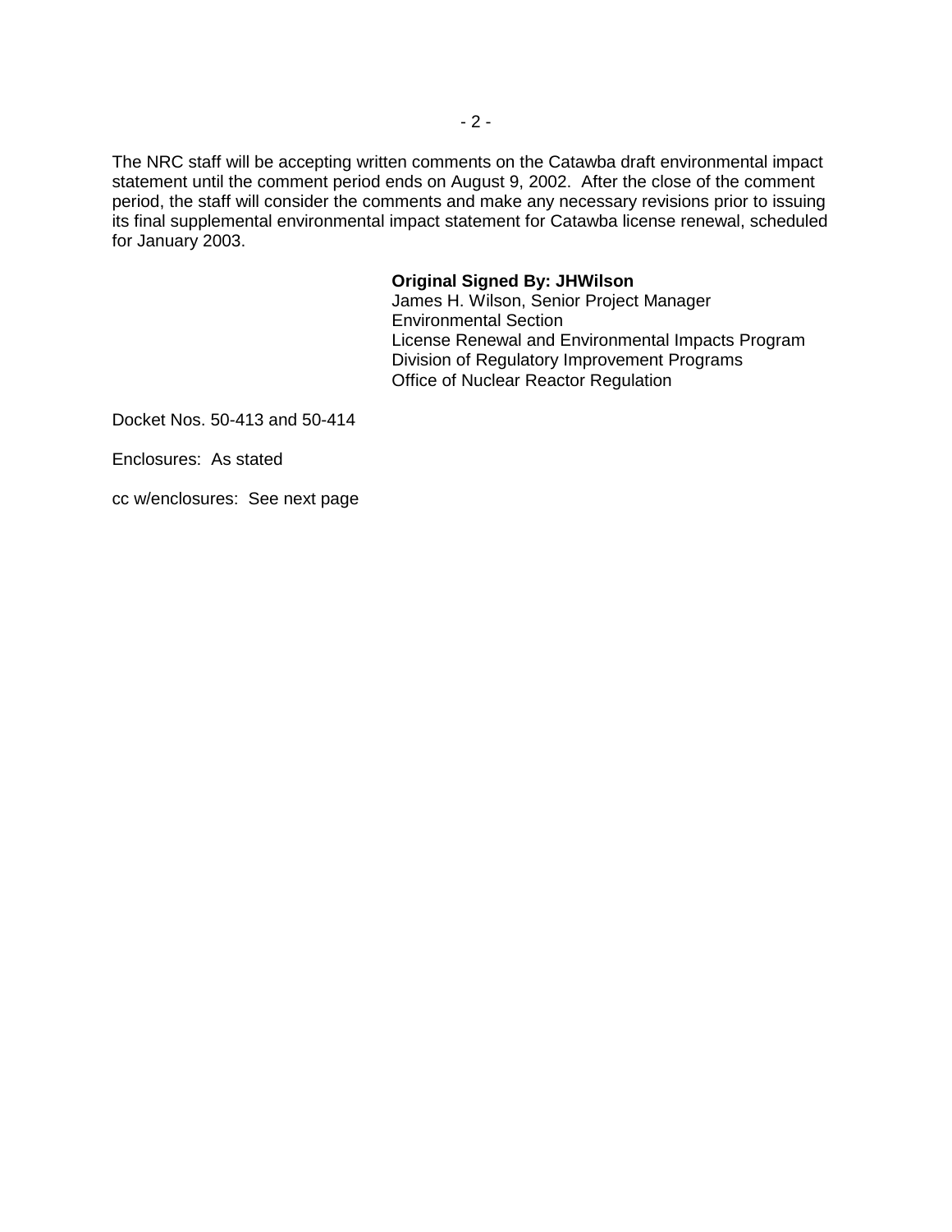The NRC staff will be accepting written comments on the Catawba draft environmental impact statement until the comment period ends on August 9, 2002. After the close of the comment period, the staff will consider the comments and make any necessary revisions prior to issuing its final supplemental environmental impact statement for Catawba license renewal, scheduled for January 2003.

**Original Signed By: JHWilson**
James H. Wilson, Senior Project Manager
Environmental Section
License Renewal and Environmental Impacts Program
Division of Regulatory Improvement Programs
Office of Nuclear Reactor Regulation

Docket Nos. 50-413 and 50-414

Enclosures: As stated

cc w/enclosures: See next page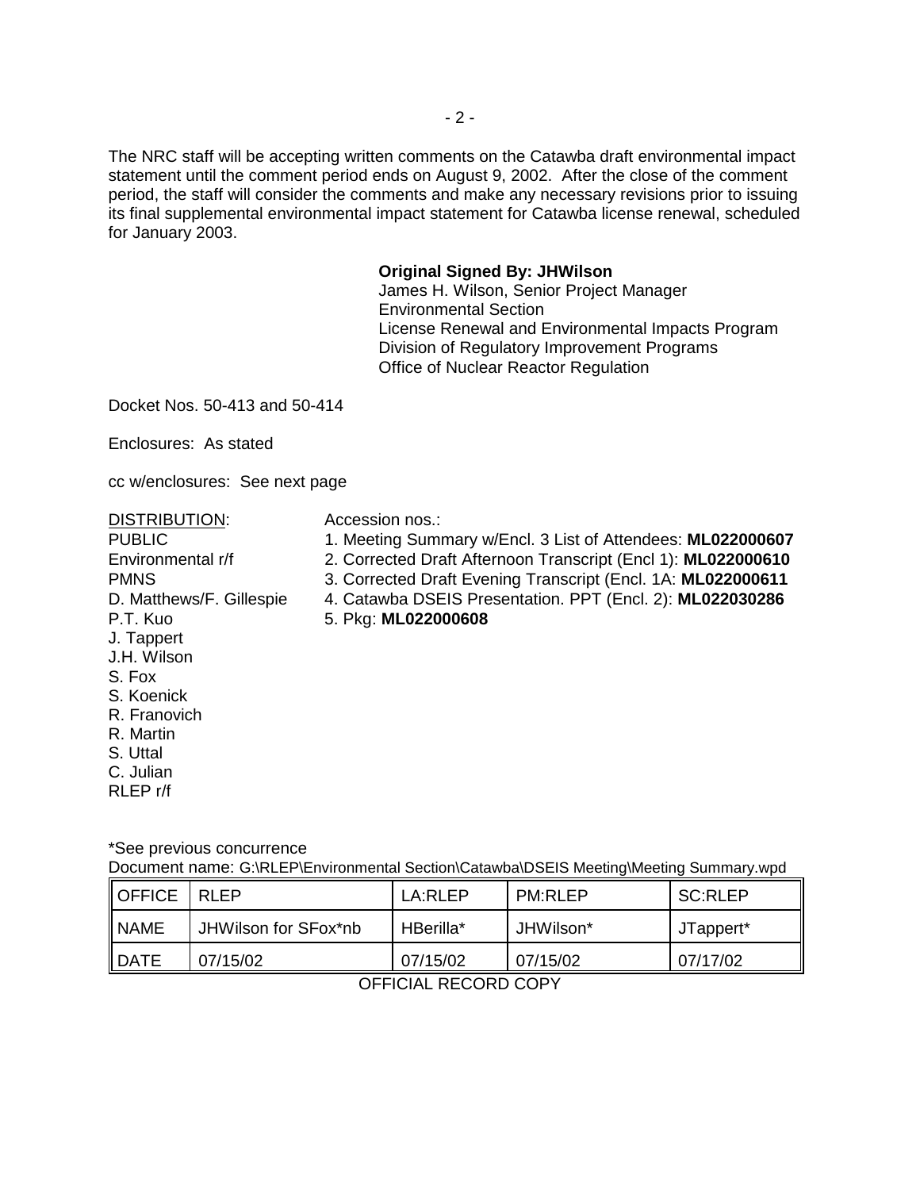The NRC staff will be accepting written comments on the Catawba draft environmental impact statement until the comment period ends on August 9, 2002. After the close of the comment period, the staff will consider the comments and make any necessary revisions prior to issuing its final supplemental environmental impact statement for Catawba license renewal, scheduled for January 2003.

**Original Signed By: JHWilson**
James H. Wilson, Senior Project Manager
Environmental Section
License Renewal and Environmental Impacts Program
Division of Regulatory Improvement Programs
Office of Nuclear Reactor Regulation

Docket Nos. 50-413 and 50-414

Enclosures: As stated

cc w/enclosures: See next page

DISTRIBUTION:
PUBLIC
Environmental r/f
PMNS
D. Matthews/F. Gillespie
P.T. Kuo
J. Tappert
J.H. Wilson
S. Fox
S. Koenick
R. Franovich
R. Martin
S. Uttal
C. Julian
RLEP r/f

Accession nos.:
1. Meeting Summary w/Encl. 3 List of Attendees: **ML022000607**
2. Corrected Draft Afternoon Transcript (Encl 1): **ML022000610**
3. Corrected Draft Evening Transcript (Encl. 1A: **ML022000611**
4. Catawba DSEIS Presentation. PPT (Encl. 2): **ML022030286**
5. Pkg: **ML022000608**

*See previous concurrence
Document name: G:\RLEP\Environmental Section\Catawba\DSEIS Meeting\Meeting Summary.wpd

| OFFICE | RLEP | LA:RLEP | PM:RLEP | SC:RLEP |
|---|---|---|---|---|
| NAME | JHWilson for SFox*nb | HBerilla* | JHWilson* | JTappert* |
| DATE | 07/15/02 | 07/15/02 | 07/15/02 | 07/17/02 |

OFFICIAL RECORD COPY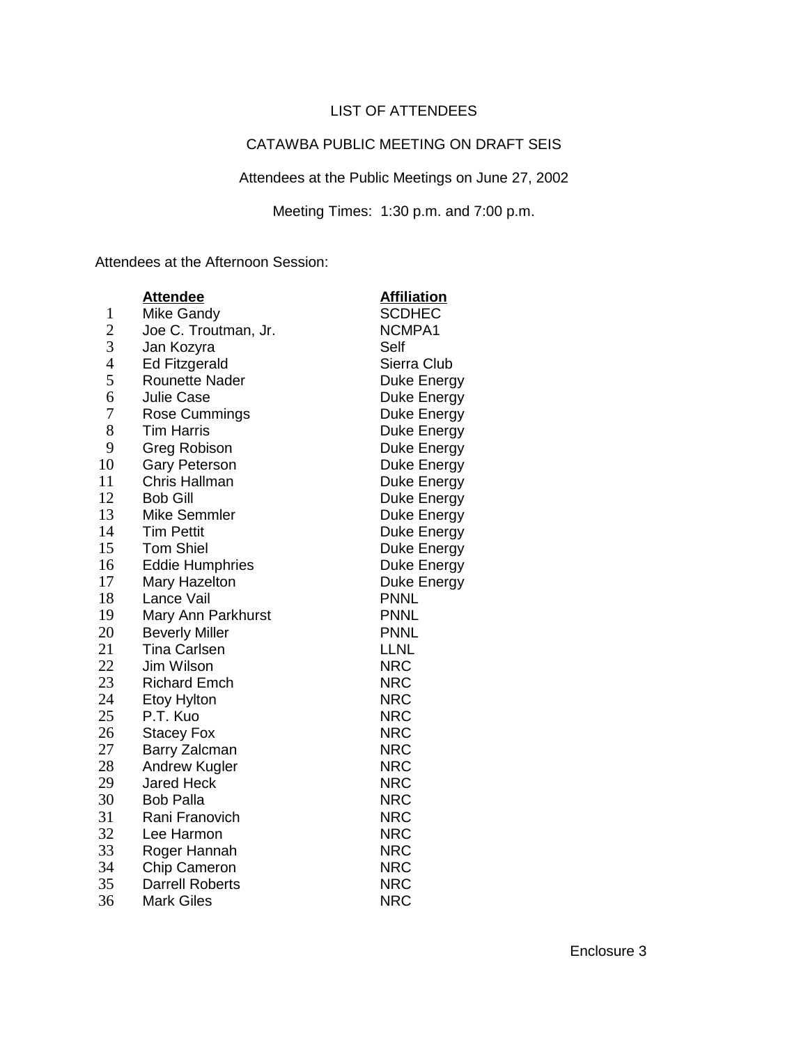LIST OF ATTENDEES

CATAWBA PUBLIC MEETING ON DRAFT SEIS

Attendees at the Public Meetings on June 27, 2002

Meeting Times: 1:30 p.m. and 7:00 p.m.

Attendees at the Afternoon Session:

| | **Attendee** | **Affiliation** |
|---|---|---|
| 1 | Mike Gandy | SCDHEC |
| 2 | Joe C. Troutman, Jr. | NCMPA1 |
| 3 | Jan Kozyra | Self |
| 4 | Ed Fitzgerald | Sierra Club |
| 5 | Rounette Nader | Duke Energy |
| 6 | Julie Case | Duke Energy |
| 7 | Rose Cummings | Duke Energy |
| 8 | Tim Harris | Duke Energy |
| 9 | Greg Robison | Duke Energy |
| 10 | Gary Peterson | Duke Energy |
| 11 | Chris Hallman | Duke Energy |
| 12 | Bob Gill | Duke Energy |
| 13 | Mike Semmler | Duke Energy |
| 14 | Tim Pettit | Duke Energy |
| 15 | Tom Shiel | Duke Energy |
| 16 | Eddie Humphries | Duke Energy |
| 17 | Mary Hazelton | Duke Energy |
| 18 | Lance Vail | PNNL |
| 19 | Mary Ann Parkhurst | PNNL |
| 20 | Beverly Miller | PNNL |
| 21 | Tina Carlsen | LLNL |
| 22 | Jim Wilson | NRC |
| 23 | Richard Emch | NRC |
| 24 | Etoy Hylton | NRC |
| 25 | P.T. Kuo | NRC |
| 26 | Stacey Fox | NRC |
| 27 | Barry Zalcman | NRC |
| 28 | Andrew Kugler | NRC |
| 29 | Jared Heck | NRC |
| 30 | Bob Palla | NRC |
| 31 | Rani Franovich | NRC |
| 32 | Lee Harmon | NRC |
| 33 | Roger Hannah | NRC |
| 34 | Chip Cameron | NRC |
| 35 | Darrell Roberts | NRC |
| 36 | Mark Giles | NRC |

Enclosure 3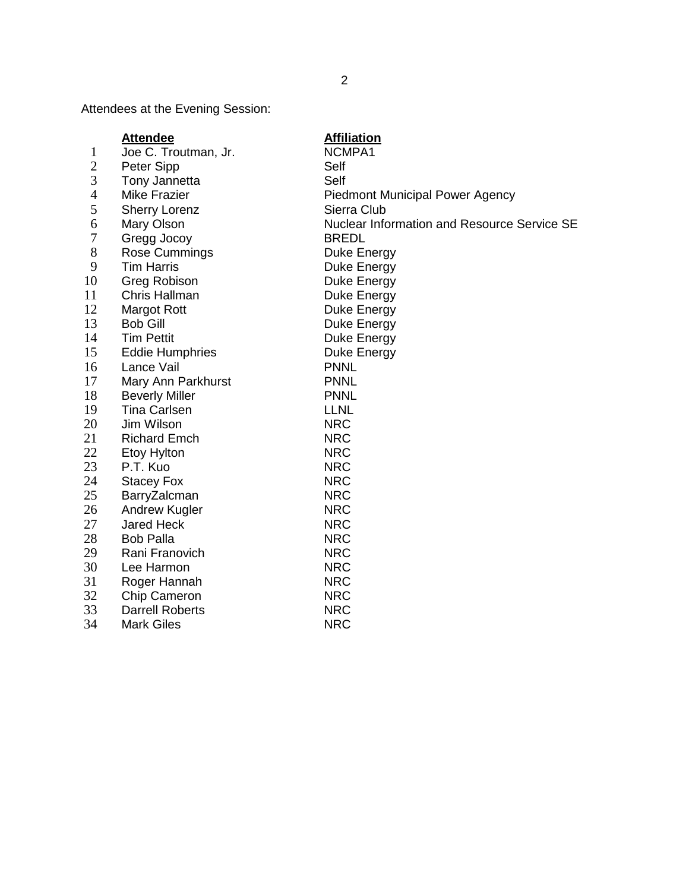Attendees at the Evening Session:

| | Attendee | Affiliation |
|---|---|---|
| 1 | Joe C. Troutman, Jr. | NCMPA1 |
| 2 | Peter Sipp | Self |
| 3 | Tony Jannetta | Self |
| 4 | Mike Frazier | Piedmont Municipal Power Agency |
| 5 | Sherry Lorenz | Sierra Club |
| 6 | Mary Olson | Nuclear Information and Resource Service SE |
| 7 | Gregg Jocoy | BREDL |
| 8 | Rose Cummings | Duke Energy |
| 9 | Tim Harris | Duke Energy |
| 10 | Greg Robison | Duke Energy |
| 11 | Chris Hallman | Duke Energy |
| 12 | Margot Rott | Duke Energy |
| 13 | Bob Gill | Duke Energy |
| 14 | Tim Pettit | Duke Energy |
| 15 | Eddie Humphries | Duke Energy |
| 16 | Lance Vail | PNNL |
| 17 | Mary Ann Parkhurst | PNNL |
| 18 | Beverly Miller | PNNL |
| 19 | Tina Carlsen | LLNL |
| 20 | Jim Wilson | NRC |
| 21 | Richard Emch | NRC |
| 22 | Etoy Hylton | NRC |
| 23 | P.T. Kuo | NRC |
| 24 | Stacey Fox | NRC |
| 25 | BarryZalcman | NRC |
| 26 | Andrew Kugler | NRC |
| 27 | Jared Heck | NRC |
| 28 | Bob Palla | NRC |
| 29 | Rani Franovich | NRC |
| 30 | Lee Harmon | NRC |
| 31 | Roger Hannah | NRC |
| 32 | Chip Cameron | NRC |
| 33 | Darrell Roberts | NRC |
| 34 | Mark Giles | NRC |